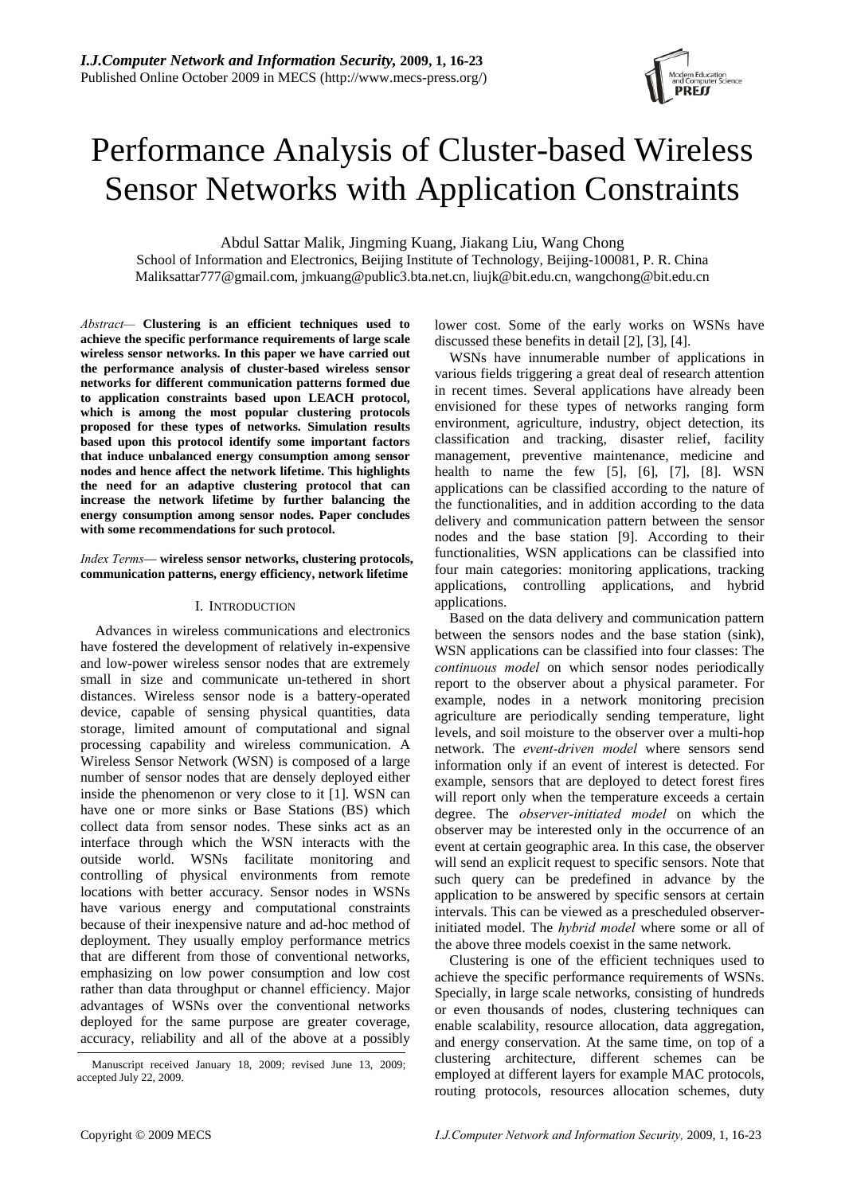# Performance Analysis of Cluster-based Wireless Sensor Networks with Application Constraints

Abdul Sattar Malik, Jingming Kuang, Jiakang Liu, Wang Chong

School of Information and Electronics, Beijing Institute of Technology, Beijing-100081, P. R. China

Maliksattar777@gmail.com, jmkuang@public3.bta.net.cn, liujk@bit.edu.cn, wangchong@bit.edu.cn

*Abstract*— **Clustering is an efficient techniques used to achieve the specific performance requirements of large scale wireless sensor networks. In this paper we have carried out the performance analysis of cluster-based wireless sensor networks for different communication patterns formed due to application constraints based upon LEACH protocol, which is among the most popular clustering protocols proposed for these types of networks. Simulation results based upon this protocol identify some important factors that induce unbalanced energy consumption among sensor nodes and hence affect the network lifetime. This highlights the need for an adaptive clustering protocol that can increase the network lifetime by further balancing the energy consumption among sensor nodes. Paper concludes with some recommendations for such protocol.**

*Index Terms*— **wireless sensor networks, clustering protocols, communication patterns, energy efficiency, network lifetime**

## I. Introduction

Advances in wireless communications and electronics have fostered the development of relatively in-expensive and low-power wireless sensor nodes that are extremely small in size and communicate un-tethered in short distances. Wireless sensor node is a battery-operated device, capable of sensing physical quantities, data storage, limited amount of computational and signal processing capability and wireless communication. A Wireless Sensor Network (WSN) is composed of a large number of sensor nodes that are densely deployed either inside the phenomenon or very close to it [1]. WSN can have one or more sinks or Base Stations (BS) which collect data from sensor nodes. These sinks act as an interface through which the WSN interacts with the outside world. WSNs facilitate monitoring and controlling of physical environments from remote locations with better accuracy. Sensor nodes in WSNs have various energy and computational constraints because of their inexpensive nature and ad-hoc method of deployment. They usually employ performance metrics that are different from those of conventional networks, emphasizing on low power consumption and low cost rather than data throughput or channel efficiency. Major advantages of WSNs over the conventional networks deployed for the same purpose are greater coverage, accuracy, reliability and all of the above at a possibly lower cost. Some of the early works on WSNs have discussed these benefits in detail [2], [3], [4].

WSNs have innumerable number of applications in various fields triggering a great deal of research attention in recent times. Several applications have already been envisioned for these types of networks ranging form environment, agriculture, industry, object detection, its classification and tracking, disaster relief, facility management, preventive maintenance, medicine and health to name the few [5], [6], [7], [8]. WSN applications can be classified according to the nature of the functionalities, and in addition according to the data delivery and communication pattern between the sensor nodes and the base station [9]. According to their functionalities, WSN applications can be classified into four main categories: monitoring applications, tracking applications, controlling applications, and hybrid applications.

Based on the data delivery and communication pattern between the sensors nodes and the base station (sink), WSN applications can be classified into four classes: The *continuous model* on which sensor nodes periodically report to the observer about a physical parameter. For example, nodes in a network monitoring precision agriculture are periodically sending temperature, light levels, and soil moisture to the observer over a multi-hop network. The *event-driven model* where sensors send information only if an event of interest is detected. For example, sensors that are deployed to detect forest fires will report only when the temperature exceeds a certain degree. The *observer-initiated model* on which the observer may be interested only in the occurrence of an event at certain geographic area. In this case, the observer will send an explicit request to specific sensors. Note that such query can be predefined in advance by the application to be answered by specific sensors at certain intervals. This can be viewed as a prescheduled observer-initiated model. The *hybrid model* where some or all of the above three models coexist in the same network.

Clustering is one of the efficient techniques used to achieve the specific performance requirements of WSNs. Specially, in large scale networks, consisting of hundreds or even thousands of nodes, clustering techniques can enable scalability, resource allocation, data aggregation, and energy conservation. At the same time, on top of a clustering architecture, different schemes can be employed at different layers for example MAC protocols, routing protocols, resources allocation schemes, duty

Manuscript received January 18, 2009; revised June 13, 2009; accepted July 22, 2009.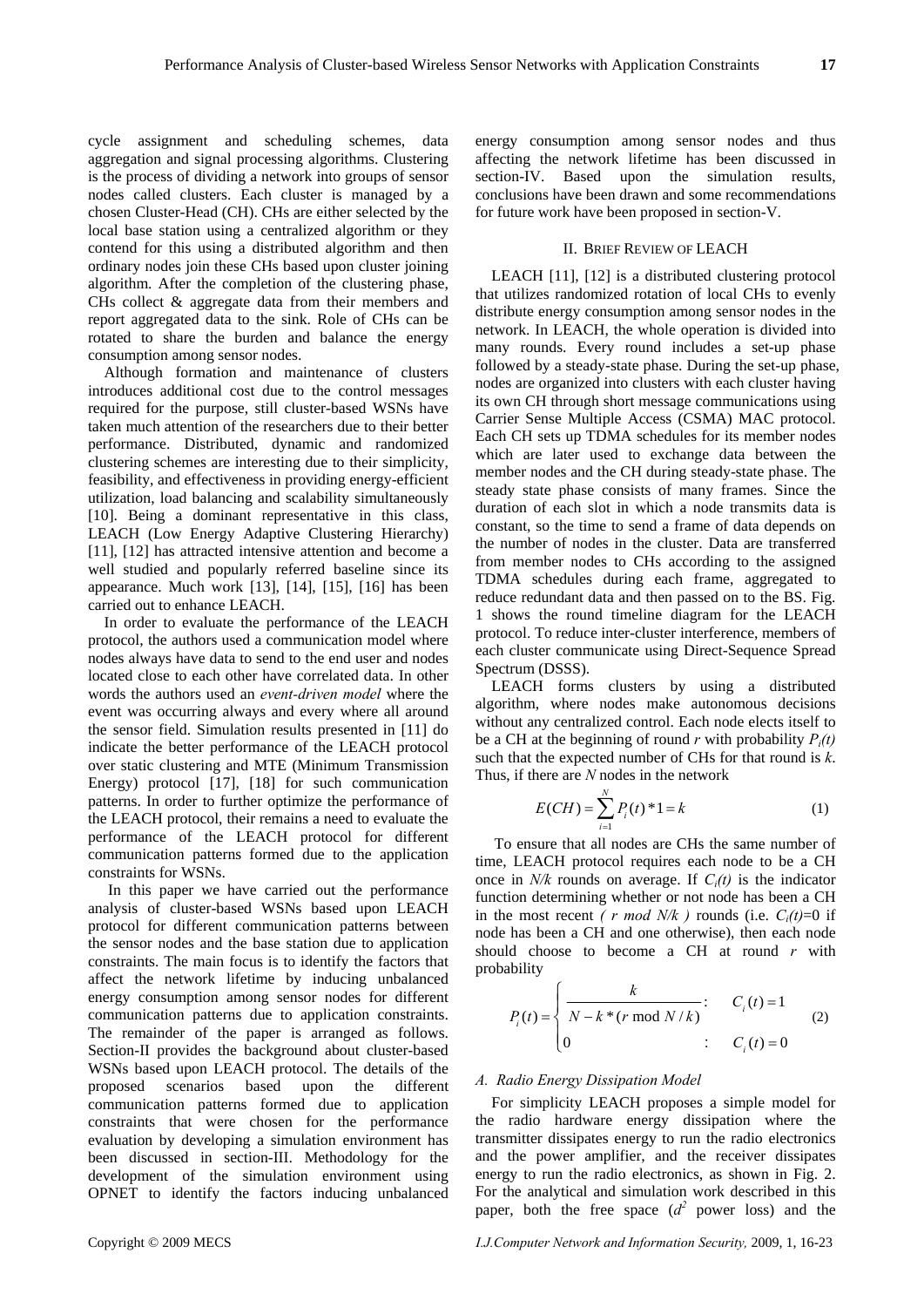cycle assignment and scheduling schemes, data aggregation and signal processing algorithms. Clustering is the process of dividing a network into groups of sensor nodes called clusters. Each cluster is managed by a chosen Cluster-Head (CH). CHs are either selected by the local base station using a centralized algorithm or they contend for this using a distributed algorithm and then ordinary nodes join these CHs based upon cluster joining algorithm. After the completion of the clustering phase, CHs collect & aggregate data from their members and report aggregated data to the sink. Role of CHs can be rotated to share the burden and balance the energy consumption among sensor nodes.

Although formation and maintenance of clusters introduces additional cost due to the control messages required for the purpose, still cluster-based WSNs have taken much attention of the researchers due to their better performance. Distributed, dynamic and randomized clustering schemes are interesting due to their simplicity, feasibility, and effectiveness in providing energy-efficient utilization, load balancing and scalability simultaneously [10]. Being a dominant representative in this class, LEACH (Low Energy Adaptive Clustering Hierarchy) [11], [12] has attracted intensive attention and become a well studied and popularly referred baseline since its appearance. Much work [13], [14], [15], [16] has been carried out to enhance LEACH.

In order to evaluate the performance of the LEACH protocol, the authors used a communication model where nodes always have data to send to the end user and nodes located close to each other have correlated data. In other words the authors used an *event-driven model* where the event was occurring always and every where all around the sensor field. Simulation results presented in [11] do indicate the better performance of the LEACH protocol over static clustering and MTE (Minimum Transmission Energy) protocol [17], [18] for such communication patterns. In order to further optimize the performance of the LEACH protocol, their remains a need to evaluate the performance of the LEACH protocol for different communication patterns formed due to the application constraints for WSNs.

In this paper we have carried out the performance analysis of cluster-based WSNs based upon LEACH protocol for different communication patterns between the sensor nodes and the base station due to application constraints. The main focus is to identify the factors that affect the network lifetime by inducing unbalanced energy consumption among sensor nodes for different communication patterns due to application constraints. The remainder of the paper is arranged as follows. Section-II provides the background about cluster-based WSNs based upon LEACH protocol. The details of the proposed scenarios based upon the different communication patterns formed due to application constraints that were chosen for the performance evaluation by developing a simulation environment has been discussed in section-III. Methodology for the development of the simulation environment using OPNET to identify the factors inducing unbalanced energy consumption among sensor nodes and thus affecting the network lifetime has been discussed in section-IV. Based upon the simulation results, conclusions have been drawn and some recommendations for future work have been proposed in section-V.

## II. Brief Review of LEACH

LEACH [11], [12] is a distributed clustering protocol that utilizes randomized rotation of local CHs to evenly distribute energy consumption among sensor nodes in the network. In LEACH, the whole operation is divided into many rounds. Every round includes a set-up phase followed by a steady-state phase. During the set-up phase, nodes are organized into clusters with each cluster having its own CH through short message communications using Carrier Sense Multiple Access (CSMA) MAC protocol. Each CH sets up TDMA schedules for its member nodes which are later used to exchange data between the member nodes and the CH during steady-state phase. The steady state phase consists of many frames. Since the duration of each slot in which a node transmits data is constant, so the time to send a frame of data depends on the number of nodes in the cluster. Data are transferred from member nodes to CHs according to the assigned TDMA schedules during each frame, aggregated to reduce redundant data and then passed on to the BS. Fig. 1 shows the round timeline diagram for the LEACH protocol. To reduce inter-cluster interference, members of each cluster communicate using Direct-Sequence Spread Spectrum (DSSS).

LEACH forms clusters by using a distributed algorithm, where nodes make autonomous decisions without any centralized control. Each node elects itself to be a CH at the beginning of round $r$ with probability $P_i(t)$ such that the expected number of CHs for that round is $k$. Thus, if there are $N$ nodes in the network

$$E(CH) = \sum_{i=1}^{N} P_i(t) * 1 = k \tag{1}$$

To ensure that all nodes are CHs the same number of time, LEACH protocol requires each node to be a CH once in $N/k$ rounds on average. If $C_i(t)$ is the indicator function determining whether or not node has been a CH in the most recent *( $r$ mod $N/k$ )* rounds (i.e. $C_i(t)$=0 if node has been a CH and one otherwise), then each node should choose to become a CH at round $r$ with probability

$$P_i(t) = \begin{cases} \dfrac{k}{N - k * (r \bmod N/k)} : & C_i(t) = 1 \\ 0 \qquad\qquad\qquad\qquad : & C_i(t) = 0 \end{cases} \tag{2}$$

### A. Radio Energy Dissipation Model

For simplicity LEACH proposes a simple model for the radio hardware energy dissipation where the transmitter dissipates energy to run the radio electronics and the power amplifier, and the receiver dissipates energy to run the radio electronics, as shown in Fig. 2. For the analytical and simulation work described in this paper, both the free space ($d^2$ power loss) and the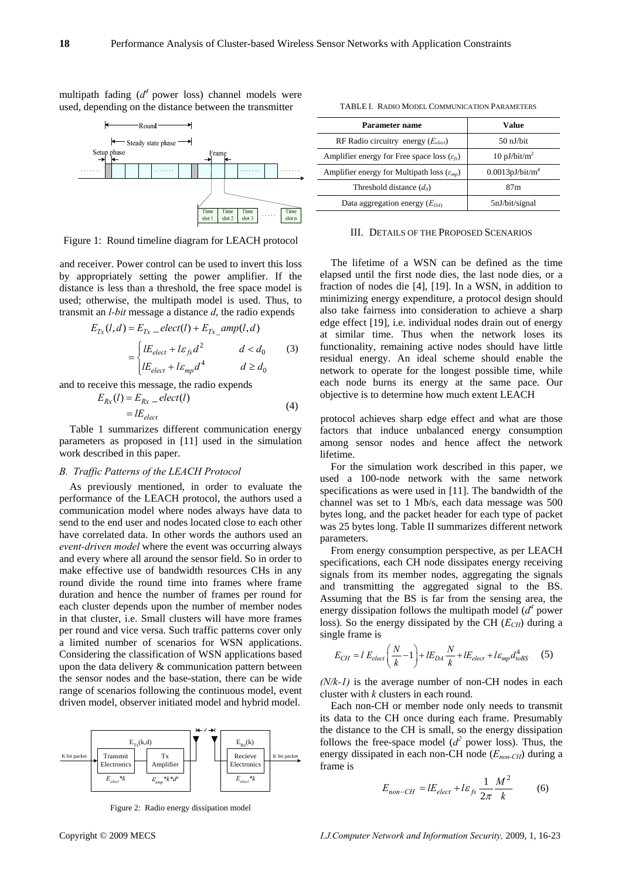multipath fading ($d^4$ power loss) channel models were used, depending on the distance between the transmitter

Figure 1: Round timeline diagram for LEACH protocol

and receiver. Power control can be used to invert this loss by appropriately setting the power amplifier. If the distance is less than a threshold, the free space model is used; otherwise, the multipath model is used. Thus, to transmit an *l-bit* message a distance *d*, the radio expends

$$E_{Tx}(l,d) = E_{Tx\_}elect(l) + E_{Tx\_}amp(l,d)$$

$$= \begin{cases} lE_{elect} + l\varepsilon_{fs}d^2 & d < d_0 \\ lE_{elect} + l\varepsilon_{mp}d^4 & d \geq d_0 \end{cases} \quad (3)$$

and to receive this message, the radio expends

$$E_{Rx}(l) = E_{Rx\_}elect(l) = lE_{elect} \quad (4)$$

Table 1 summarizes different communication energy parameters as proposed in [11] used in the simulation work described in this paper.

### *B. Traffic Patterns of the LEACH Protocol*

As previously mentioned, in order to evaluate the performance of the LEACH protocol, the authors used a communication model where nodes always have data to send to the end user and nodes located close to each other have correlated data. In other words the authors used an *event-driven model* where the event was occurring always and every where all around the sensor field. So in order to make effective use of bandwidth resources CHs in any round divide the round time into frames where frame duration and hence the number of frames per round for each cluster depends upon the number of member nodes in that cluster, i.e. Small clusters will have more frames per round and vice versa. Such traffic patterns cover only a limited number of scenarios for WSN applications. Considering the classification of WSN applications based upon the data delivery & communication pattern between the sensor nodes and the base-station, there can be wide range of scenarios following the continuous model, event driven model, observer initiated model and hybrid model.

Figure 2: Radio energy dissipation model

TABLE I. RADIO MODEL COMMUNICATION PARAMETERS

| Parameter name | Value |
|---|---|
| RF Radio circuitry energy ($E_{elect}$) | 50 nJ/bit |
| Amplifier energy for Free space loss ($\varepsilon_{fs}$) | 10 pJ/bit/m$^2$ |
| Amplifier energy for Multipath loss ($\varepsilon_{mp}$) | 0.0013pJ/bit/m$^4$ |
| Threshold distance ($d_0$) | 87m |
| Data aggregation energy ($E_{DA}$) | 5nJ/bit/signal |

## III. DETAILS OF THE PROPOSED SCENARIOS

The lifetime of a WSN can be defined as the time elapsed until the first node dies, the last node dies, or a fraction of nodes die [4], [19]. In a WSN, in addition to minimizing energy expenditure, a protocol design should also take fairness into consideration to achieve a sharp edge effect [19], i.e. individual nodes drain out of energy at similar time. Thus when the network loses its functionality, remaining active nodes should have little residual energy. An ideal scheme should enable the network to operate for the longest possible time, while each node burns its energy at the same pace. Our objective is to determine how much extent LEACH protocol achieves sharp edge effect and what are those factors that induce unbalanced energy consumption among sensor nodes and hence affect the network lifetime.

For the simulation work described in this paper, we used a 100-node network with the same network specifications as were used in [11]. The bandwidth of the channel was set to 1 Mb/s, each data message was 500 bytes long, and the packet header for each type of packet was 25 bytes long. Table II summarizes different network parameters.

From energy consumption perspective, as per LEACH specifications, each CH node dissipates energy receiving signals from its member nodes, aggregating the signals and transmitting the aggregated signal to the BS. Assuming that the BS is far from the sensing area, the energy dissipation follows the multipath model ($d^4$ power loss). So the energy dissipated by the CH ($E_{CH}$) during a single frame is

$$E_{CH} = l\,E_{elect}\left(\frac{N}{k}-1\right) + lE_{DA}\frac{N}{k} + lE_{elect} + l\varepsilon_{mp}d_{toBS}^4 \quad (5)$$

*(N/k-1)* is the average number of non-CH nodes in each cluster with *k* clusters in each round.

Each non-CH or member node only needs to transmit its data to the CH once during each frame. Presumably the distance to the CH is small, so the energy dissipation follows the free-space model ($d^2$ power loss). Thus, the energy dissipated in each non-CH node ($E_{non-CH}$) during a frame is

$$E_{non-CH} = lE_{elect} + l\varepsilon_{fs}\frac{1}{2\pi}\frac{M^2}{k} \quad (6)$$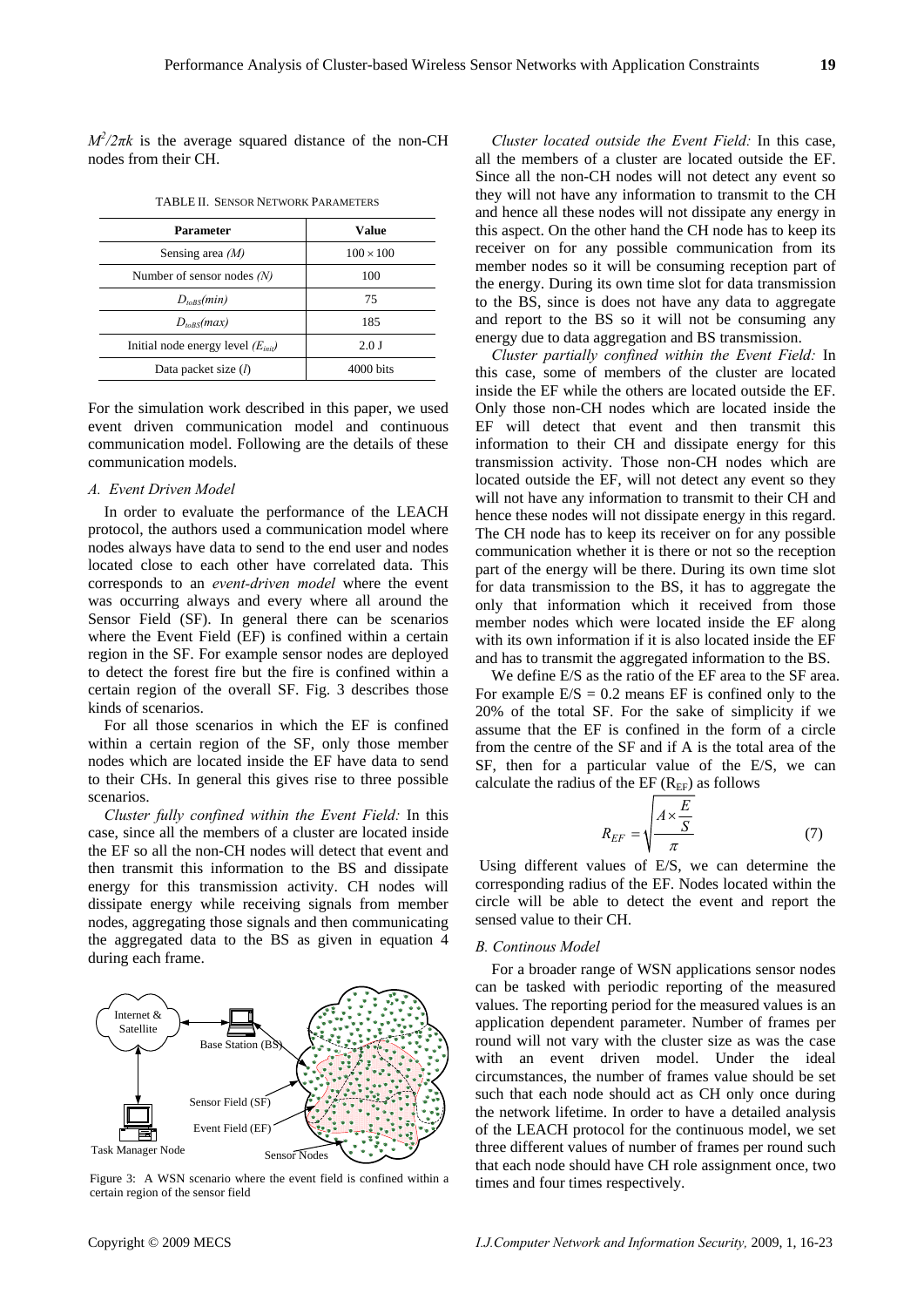$M^2/2\pi k$ is the average squared distance of the non-CH nodes from their CH.

TABLE II. SENSOR NETWORK PARAMETERS

| Parameter | Value |
|---|---|
| Sensing area *(M)* | $100 \times 100$ |
| Number of sensor nodes *(N)* | 100 |
| $D_{toBS}(min)$ | 75 |
| $D_{toBS}(max)$ | 185 |
| Initial node energy level $(E_{init})$ | 2.0 J |
| Data packet size $(l)$ | 4000 bits |

For the simulation work described in this paper, we used event driven communication model and continuous communication model. Following are the details of these communication models.

### *A. Event Driven Model*

In order to evaluate the performance of the LEACH protocol, the authors used a communication model where nodes always have data to send to the end user and nodes located close to each other have correlated data. This corresponds to an *event-driven model* where the event was occurring always and every where all around the Sensor Field (SF). In general there can be scenarios where the Event Field (EF) is confined within a certain region in the SF. For example sensor nodes are deployed to detect the forest fire but the fire is confined within a certain region of the overall SF. Fig. 3 describes those kinds of scenarios.

For all those scenarios in which the EF is confined within a certain region of the SF, only those member nodes which are located inside the EF have data to send to their CHs. In general this gives rise to three possible scenarios.

*Cluster fully confined within the Event Field:* In this case, since all the members of a cluster are located inside the EF so all the non-CH nodes will detect that event and then transmit this information to the BS and dissipate energy for this transmission activity. CH nodes will dissipate energy while receiving signals from member nodes, aggregating those signals and then communicating the aggregated data to the BS as given in equation 4 during each frame.

Figure 3: A WSN scenario where the event field is confined within a certain region of the sensor field

*Cluster located outside the Event Field:* In this case, all the members of a cluster are located outside the EF. Since all the non-CH nodes will not detect any event so they will not have any information to transmit to the CH and hence all these nodes will not dissipate any energy in this aspect. On the other hand the CH node has to keep its receiver on for any possible communication from its member nodes so it will be consuming reception part of the energy. During its own time slot for data transmission to the BS, since is does not have any data to aggregate and report to the BS so it will not be consuming any energy due to data aggregation and BS transmission.

*Cluster partially confined within the Event Field:* In this case, some of members of the cluster are located inside the EF while the others are located outside the EF. Only those non-CH nodes which are located inside the EF will detect that event and then transmit this information to their CH and dissipate energy for this transmission activity. Those non-CH nodes which are located outside the EF, will not detect any event so they will not have any information to transmit to their CH and hence these nodes will not dissipate energy in this regard. The CH node has to keep its receiver on for any possible communication whether it is there or not so the reception part of the energy will be there. During its own time slot for data transmission to the BS, it has to aggregate the only that information which it received from those member nodes which were located inside the EF along with its own information if it is also located inside the EF and has to transmit the aggregated information to the BS.

We define E/S as the ratio of the EF area to the SF area. For example E/S = 0.2 means EF is confined only to the 20% of the total SF. For the sake of simplicity if we assume that the EF is confined in the form of a circle from the centre of the SF and if A is the total area of the SF, then for a particular value of the E/S, we can calculate the radius of the EF ($R_{EF}$) as follows

$$R_{EF} = \sqrt{\frac{A \times \frac{E}{S}}{\pi}} \quad (7)$$

Using different values of E/S, we can determine the corresponding radius of the EF. Nodes located within the circle will be able to detect the event and report the sensed value to their CH.

### *B. Continous Model*

For a broader range of WSN applications sensor nodes can be tasked with periodic reporting of the measured values. The reporting period for the measured values is an application dependent parameter. Number of frames per round will not vary with the cluster size as was the case with an event driven model. Under the ideal circumstances, the number of frames value should be set such that each node should act as CH only once during the network lifetime. In order to have a detailed analysis of the LEACH protocol for the continuous model, we set three different values of number of frames per round such that each node should have CH role assignment once, two times and four times respectively.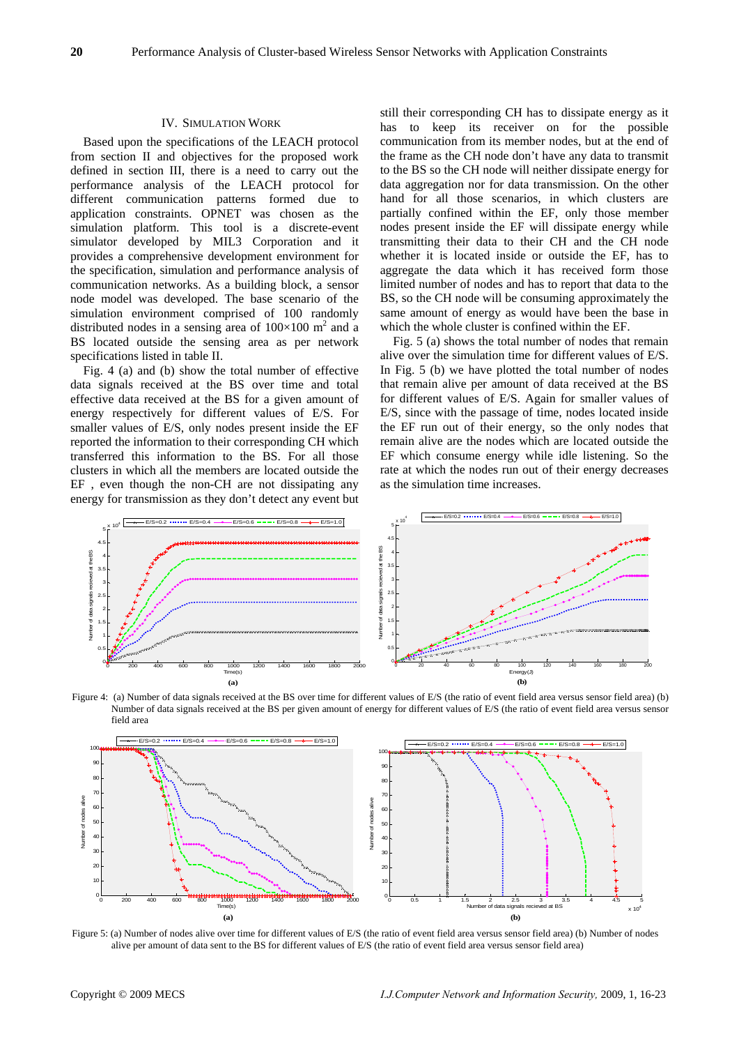## IV. SIMULATION WORK

Based upon the specifications of the LEACH protocol from section II and objectives for the proposed work defined in section III, there is a need to carry out the performance analysis of the LEACH protocol for different communication patterns formed due to application constraints. OPNET was chosen as the simulation platform. This tool is a discrete-event simulator developed by MIL3 Corporation and it provides a comprehensive development environment for the specification, simulation and performance analysis of communication networks. As a building block, a sensor node model was developed. The base scenario of the simulation environment comprised of 100 randomly distributed nodes in a sensing area of 100×100 $m^2$ and a BS located outside the sensing area as per network specifications listed in table II.

Fig. 4 (a) and (b) show the total number of effective data signals received at the BS over time and total effective data received at the BS for a given amount of energy respectively for different values of E/S. For smaller values of E/S, only nodes present inside the EF reported the information to their corresponding CH which transferred this information to the BS. For all those clusters in which all the members are located outside the EF , even though the non-CH are not dissipating any energy for transmission as they don't detect any event but still their corresponding CH has to dissipate energy as it has to keep its receiver on for the possible communication from its member nodes, but at the end of the frame as the CH node don't have any data to transmit to the BS so the CH node will neither dissipate energy for data aggregation nor for data transmission. On the other hand for all those scenarios, in which clusters are partially confined within the EF, only those member nodes present inside the EF will dissipate energy while transmitting their data to their CH and the CH node whether it is located inside or outside the EF, has to aggregate the data which it has received form those limited number of nodes and has to report that data to the BS, so the CH node will be consuming approximately the same amount of energy as would have been the base in which the whole cluster is confined within the EF.

Fig. 5 (a) shows the total number of nodes that remain alive over the simulation time for different values of E/S. In Fig. 5 (b) we have plotted the total number of nodes that remain alive per amount of data received at the BS for different values of E/S. Again for smaller values of E/S, since with the passage of time, nodes located inside the EF run out of their energy, so the only nodes that remain alive are the nodes which are located outside the EF which consume energy while idle listening. So the rate at which the nodes run out of their energy decreases as the simulation time increases.

Figure 4: (a) Number of data signals received at the BS over time for different values of E/S (the ratio of event field area versus sensor field area) (b) Number of data signals received at the BS per given amount of energy for different values of E/S (the ratio of event field area versus sensor field area

Figure 5: (a) Number of nodes alive over time for different values of E/S (the ratio of event field area versus sensor field area) (b) Number of nodes alive per amount of data sent to the BS for different values of E/S (the ratio of event field area versus sensor field area)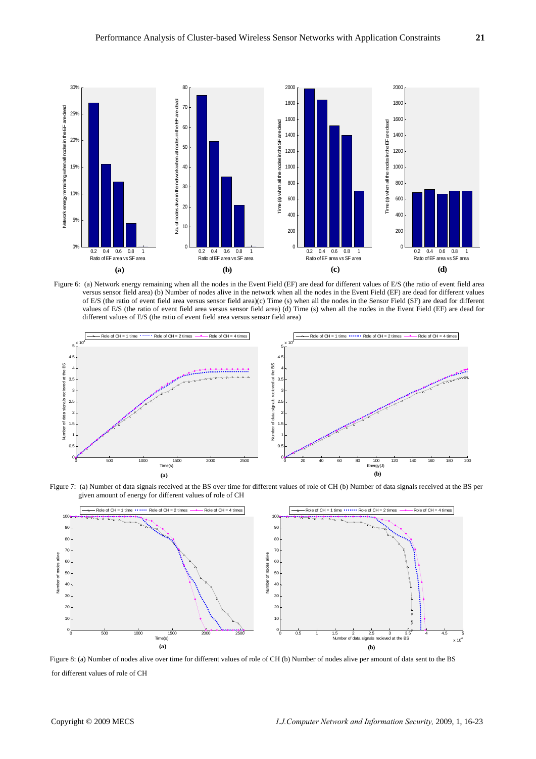Figure 6: (a) Network energy remaining when all the nodes in the Event Field (EF) are dead for different values of E/S (the ratio of event field area versus sensor field area) (b) Number of nodes alive in the network when all the nodes in the Event Field (EF) are dead for different values of E/S (the ratio of event field area versus sensor field area)(c) Time (s) when all the nodes in the Sensor Field (SF) are dead for different values of E/S (the ratio of event field area versus sensor field area) (d) Time (s) when all the nodes in the Event Field (EF) are dead for different values of E/S (the ratio of event field area versus sensor field area)

Figure 7: (a) Number of data signals received at the BS over time for different values of role of CH (b) Number of data signals received at the BS per given amount of energy for different values of role of CH

Figure 8: (a) Number of nodes alive over time for different values of role of CH (b) Number of nodes alive per amount of data sent to the BS for different values of role of CH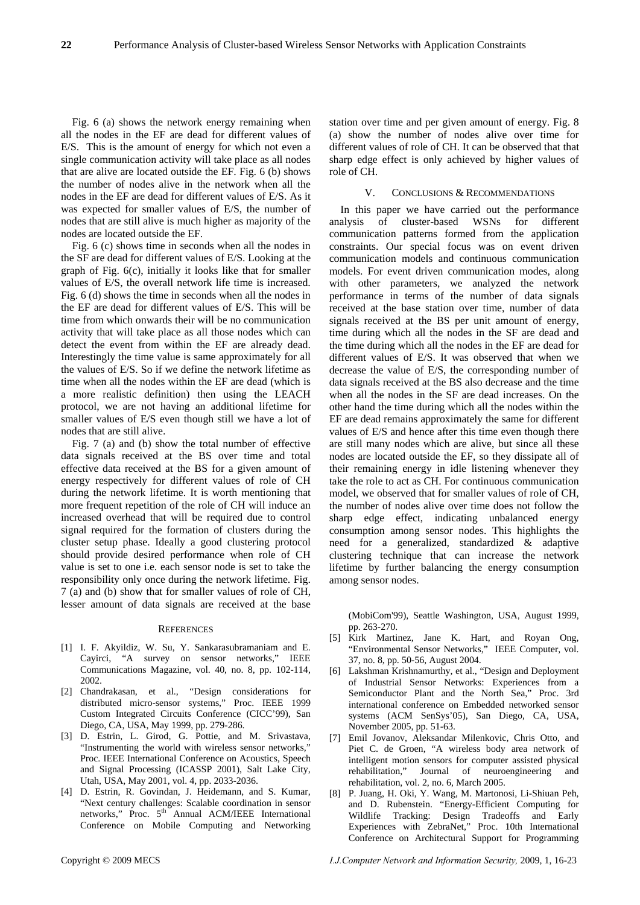Fig. 6 (a) shows the network energy remaining when all the nodes in the EF are dead for different values of E/S. This is the amount of energy for which not even a single communication activity will take place as all nodes that are alive are located outside the EF. Fig. 6 (b) shows the number of nodes alive in the network when all the nodes in the EF are dead for different values of E/S. As it was expected for smaller values of E/S, the number of nodes that are still alive is much higher as majority of the nodes are located outside the EF.

Fig. 6 (c) shows time in seconds when all the nodes in the SF are dead for different values of E/S. Looking at the graph of Fig. 6(c), initially it looks like that for smaller values of E/S, the overall network life time is increased. Fig. 6 (d) shows the time in seconds when all the nodes in the EF are dead for different values of E/S. This will be time from which onwards their will be no communication activity that will take place as all those nodes which can detect the event from within the EF are already dead. Interestingly the time value is same approximately for all the values of E/S. So if we define the network lifetime as time when all the nodes within the EF are dead (which is a more realistic definition) then using the LEACH protocol, we are not having an additional lifetime for smaller values of E/S even though still we have a lot of nodes that are still alive.

Fig. 7 (a) and (b) show the total number of effective data signals received at the BS over time and total effective data received at the BS for a given amount of energy respectively for different values of role of CH during the network lifetime. It is worth mentioning that more frequent repetition of the role of CH will induce an increased overhead that will be required due to control signal required for the formation of clusters during the cluster setup phase. Ideally a good clustering protocol should provide desired performance when role of CH value is set to one i.e. each sensor node is set to take the responsibility only once during the network lifetime. Fig. 7 (a) and (b) show that for smaller values of role of CH, lesser amount of data signals are received at the base station over time and per given amount of energy. Fig. 8 (a) show the number of nodes alive over time for different values of role of CH. It can be observed that that sharp edge effect is only achieved by higher values of role of CH.

## V. Conclusions & Recommendations

In this paper we have carried out the performance analysis of cluster-based WSNs for different communication patterns formed from the application constraints. Our special focus was on event driven communication models and continuous communication models. For event driven communication modes, along with other parameters, we analyzed the network performance in terms of the number of data signals received at the base station over time, number of data signals received at the BS per unit amount of energy, time during which all the nodes in the SF are dead and the time during which all the nodes in the EF are dead for different values of E/S. It was observed that when we decrease the value of E/S, the corresponding number of data signals received at the BS also decrease and the time when all the nodes in the SF are dead increases. On the other hand the time during which all the nodes within the EF are dead remains approximately the same for different values of E/S and hence after this time even though there are still many nodes which are alive, but since all these nodes are located outside the EF, so they dissipate all of their remaining energy in idle listening whenever they take the role to act as CH. For continuous communication model, we observed that for smaller values of role of CH, the number of nodes alive over time does not follow the sharp edge effect, indicating unbalanced energy consumption among sensor nodes. This highlights the need for a generalized, standardized & adaptive clustering technique that can increase the network lifetime by further balancing the energy consumption among sensor nodes.

## References

[1] I. F. Akyildiz, W. Su, Y. Sankarasubramaniam and E. Cayirci, "A survey on sensor networks," IEEE Communications Magazine, vol. 40, no. 8, pp. 102-114, 2002.

[2] Chandrakasan, et al., "Design considerations for distributed micro-sensor systems," Proc. IEEE 1999 Custom Integrated Circuits Conference (CICC'99), San Diego, CA, USA, May 1999, pp. 279-286.

[3] D. Estrin, L. Girod, G. Pottie, and M. Srivastava, "Instrumenting the world with wireless sensor networks," Proc. IEEE International Conference on Acoustics, Speech and Signal Processing (ICASSP 2001), Salt Lake City, Utah, USA, May 2001, vol. 4, pp. 2033-2036.

[4] D. Estrin, R. Govindan, J. Heidemann, and S. Kumar, "Next century challenges: Scalable coordination in sensor networks," Proc. 5th Annual ACM/IEEE International Conference on Mobile Computing and Networking (MobiCom'99), Seattle Washington, USA, August 1999, pp. 263-270.

[5] Kirk Martinez, Jane K. Hart, and Royan Ong, "Environmental Sensor Networks," IEEE Computer, vol. 37, no. 8, pp. 50-56, August 2004.

[6] Lakshman Krishnamurthy, et al., "Design and Deployment of Industrial Sensor Networks: Experiences from a Semiconductor Plant and the North Sea," Proc. 3rd international conference on Embedded networked sensor systems (ACM SenSys'05), San Diego, CA, USA, November 2005, pp. 51-63.

[7] Emil Jovanov, Aleksandar Milenkovic, Chris Otto, and Piet C. de Groen, "A wireless body area network of intelligent motion sensors for computer assisted physical rehabilitation," Journal of neuroengineering and rehabilitation, vol. 2, no. 6, March 2005.

[8] P. Juang, H. Oki, Y. Wang, M. Martonosi, Li-Shiuan Peh, and D. Rubenstein. "Energy-Efficient Computing for Wildlife Tracking: Design Tradeoffs and Early Experiences with ZebraNet," Proc. 10th International Conference on Architectural Support for Programming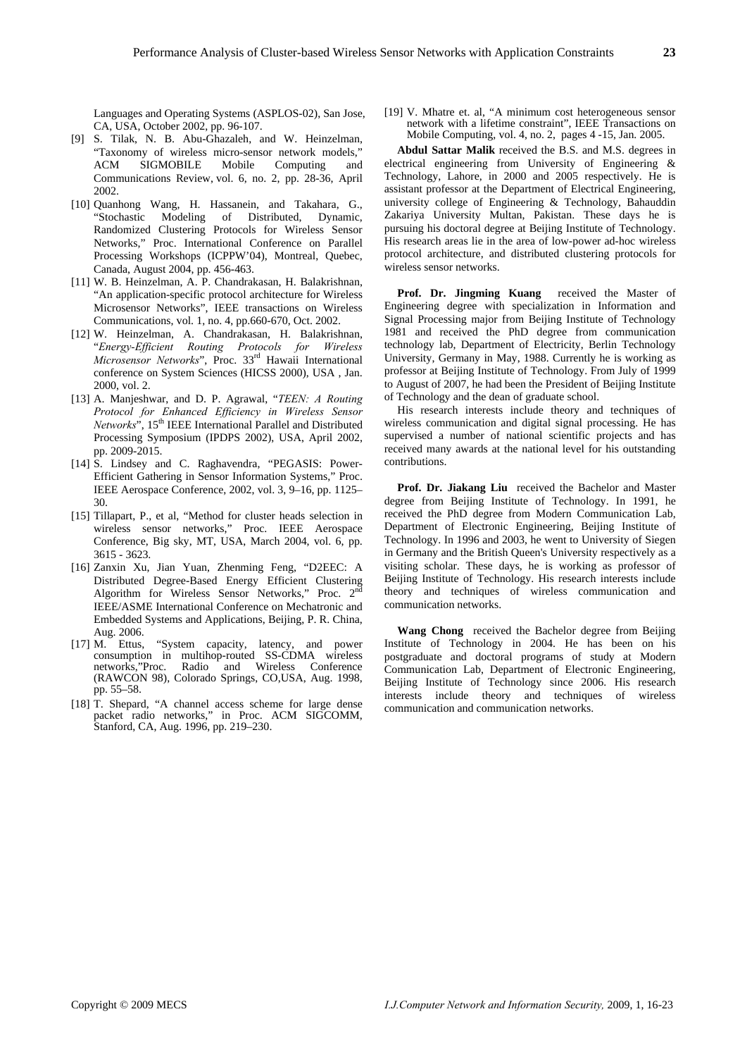Languages and Operating Systems (ASPLOS-02), San Jose, CA, USA, October 2002, pp. 96-107.

[9] S. Tilak, N. B. Abu-Ghazaleh, and W. Heinzelman, "Taxonomy of wireless micro-sensor network models," ACM SIGMOBILE Mobile Computing and Communications Review, vol. 6, no. 2, pp. 28-36, April 2002.

[10] Quanhong Wang, H. Hassanein, and Takahara, G., "Stochastic Modeling of Distributed, Dynamic, Randomized Clustering Protocols for Wireless Sensor Networks," Proc. International Conference on Parallel Processing Workshops (ICPPW'04), Montreal, Quebec, Canada, August 2004, pp. 456-463.

[11] W. B. Heinzelman, A. P. Chandrakasan, H. Balakrishnan, "An application-specific protocol architecture for Wireless Microsensor Networks", IEEE transactions on Wireless Communications, vol. 1, no. 4, pp.660-670, Oct. 2002.

[12] W. Heinzelman, A. Chandrakasan, H. Balakrishnan, "*Energy-Efficient Routing Protocols for Wireless Microsensor Networks*", Proc. 33rd Hawaii International conference on System Sciences (HICSS 2000), USA , Jan. 2000, vol. 2.

[13] A. Manjeshwar, and D. P. Agrawal, "*TEEN: A Routing Protocol for Enhanced Efficiency in Wireless Sensor Networks*", 15th IEEE International Parallel and Distributed Processing Symposium (IPDPS 2002), USA, April 2002, pp. 2009-2015.

[14] S. Lindsey and C. Raghavendra, "PEGASIS: Power-Efficient Gathering in Sensor Information Systems," Proc. IEEE Aerospace Conference, 2002, vol. 3, 9–16, pp. 1125–30.

[15] Tillapart, P., et al, "Method for cluster heads selection in wireless sensor networks," Proc. IEEE Aerospace Conference, Big sky, MT, USA, March 2004, vol. 6, pp. 3615 - 3623.

[16] Zanxin Xu, Jian Yuan, Zhenming Feng, "D2EEC: A Distributed Degree-Based Energy Efficient Clustering Algorithm for Wireless Sensor Networks," Proc. 2nd IEEE/ASME International Conference on Mechatronic and Embedded Systems and Applications, Beijing, P. R. China, Aug. 2006.

[17] M. Ettus, "System capacity, latency, and power consumption in multihop-routed SS-CDMA wireless networks,"Proc. Radio and Wireless Conference (RAWCON 98), Colorado Springs, CO,USA, Aug. 1998, pp. 55–58.

[18] T. Shepard, "A channel access scheme for large dense packet radio networks," in Proc. ACM SIGCOMM, Stanford, CA, Aug. 1996, pp. 219–230.

[19] V. Mhatre et. al, "A minimum cost heterogeneous sensor network with a lifetime constraint", IEEE Transactions on Mobile Computing, vol. 4, no. 2, pages 4 -15, Jan. 2005.

**Abdul Sattar Malik** received the B.S. and M.S. degrees in electrical engineering from University of Engineering & Technology, Lahore, in 2000 and 2005 respectively. He is assistant professor at the Department of Electrical Engineering, university college of Engineering & Technology, Bahauddin Zakariya University Multan, Pakistan. These days he is pursuing his doctoral degree at Beijing Institute of Technology. His research areas lie in the area of low-power ad-hoc wireless protocol architecture, and distributed clustering protocols for wireless sensor networks.

**Prof. Dr. Jingming Kuang** received the Master of Engineering degree with specialization in Information and Signal Processing major from Beijing Institute of Technology 1981 and received the PhD degree from communication technology lab, Department of Electricity, Berlin Technology University, Germany in May, 1988. Currently he is working as professor at Beijing Institute of Technology. From July of 1999 to August of 2007, he had been the President of Beijing Institute of Technology and the dean of graduate school.

His research interests include theory and techniques of wireless communication and digital signal processing. He has supervised a number of national scientific projects and has received many awards at the national level for his outstanding contributions.

**Prof. Dr. Jiakang Liu** received the Bachelor and Master degree from Beijing Institute of Technology. In 1991, he received the PhD degree from Modern Communication Lab, Department of Electronic Engineering, Beijing Institute of Technology. In 1996 and 2003, he went to University of Siegen in Germany and the British Queen's University respectively as a visiting scholar. These days, he is working as professor of Beijing Institute of Technology. His research interests include theory and techniques of wireless communication and communication networks.

**Wang Chong** received the Bachelor degree from Beijing Institute of Technology in 2004. He has been on his postgraduate and doctoral programs of study at Modern Communication Lab, Department of Electronic Engineering, Beijing Institute of Technology since 2006. His research interests include theory and techniques of wireless communication and communication networks.